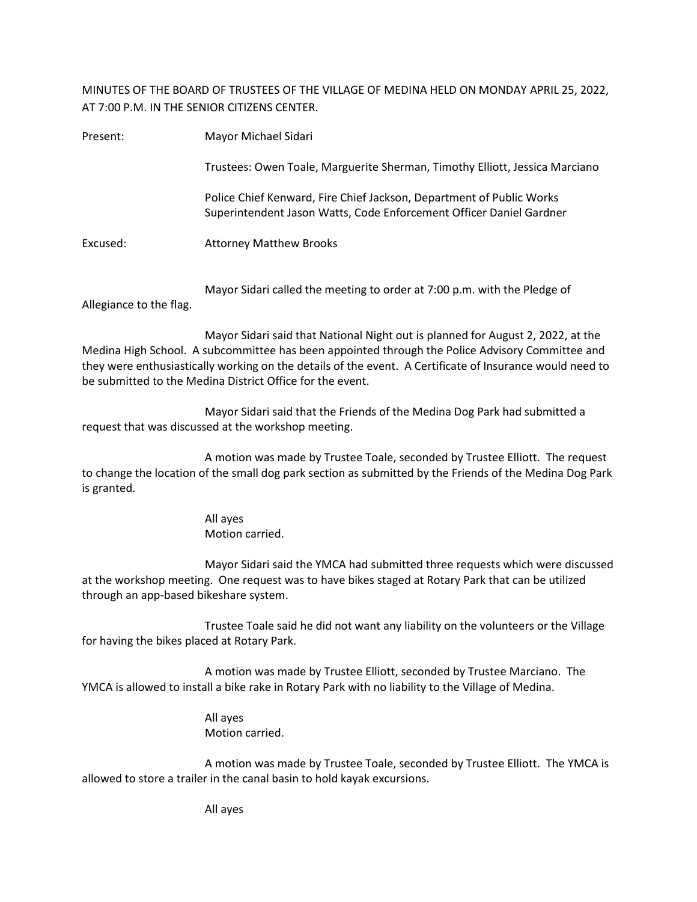MINUTES OF THE BOARD OF TRUSTEES OF THE VILLAGE OF MEDINA HELD ON MONDAY APRIL 25, 2022, AT 7:00 P.M. IN THE SENIOR CITIZENS CENTER.

Present: Mayor Michael Sidari

Trustees: Owen Toale, Marguerite Sherman, Timothy Elliott, Jessica Marciano

Police Chief Kenward, Fire Chief Jackson, Department of Public Works Superintendent Jason Watts, Code Enforcement Officer Daniel Gardner

Excused: Attorney Matthew Brooks

Mayor Sidari called the meeting to order at 7:00 p.m. with the Pledge of Allegiance to the flag.

Mayor Sidari said that National Night out is planned for August 2, 2022, at the Medina High School. A subcommittee has been appointed through the Police Advisory Committee and they were enthusiastically working on the details of the event. A Certificate of Insurance would need to be submitted to the Medina District Office for the event.

Mayor Sidari said that the Friends of the Medina Dog Park had submitted a request that was discussed at the workshop meeting.

A motion was made by Trustee Toale, seconded by Trustee Elliott. The request to change the location of the small dog park section as submitted by the Friends of the Medina Dog Park is granted.

All ayes
Motion carried.

Mayor Sidari said the YMCA had submitted three requests which were discussed at the workshop meeting. One request was to have bikes staged at Rotary Park that can be utilized through an app-based bikeshare system.

Trustee Toale said he did not want any liability on the volunteers or the Village for having the bikes placed at Rotary Park.

A motion was made by Trustee Elliott, seconded by Trustee Marciano. The YMCA is allowed to install a bike rake in Rotary Park with no liability to the Village of Medina.

All ayes
Motion carried.

A motion was made by Trustee Toale, seconded by Trustee Elliott. The YMCA is allowed to store a trailer in the canal basin to hold kayak excursions.

All ayes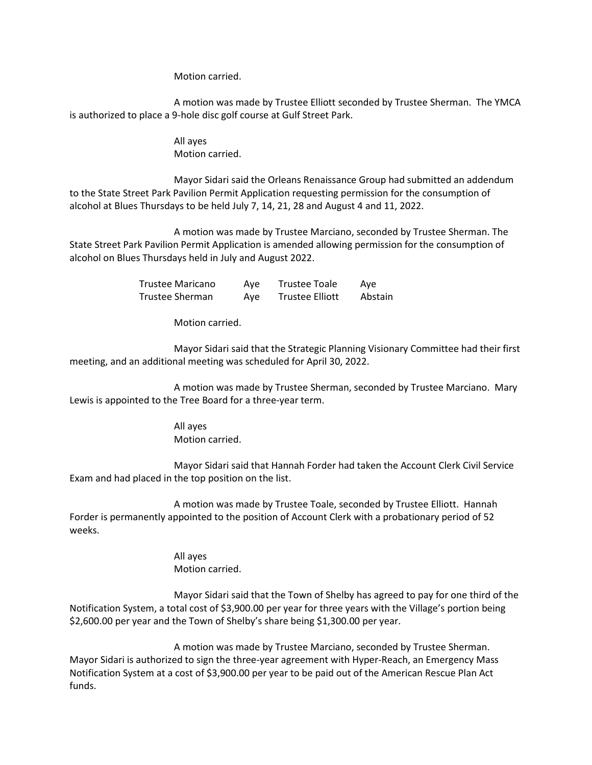Motion carried.

A motion was made by Trustee Elliott seconded by Trustee Sherman. The YMCA is authorized to place a 9-hole disc golf course at Gulf Street Park.

All ayes
Motion carried.

Mayor Sidari said the Orleans Renaissance Group had submitted an addendum to the State Street Park Pavilion Permit Application requesting permission for the consumption of alcohol at Blues Thursdays to be held July 7, 14, 21, 28 and August 4 and 11, 2022.

A motion was made by Trustee Marciano, seconded by Trustee Sherman. The State Street Park Pavilion Permit Application is amended allowing permission for the consumption of alcohol on Blues Thursdays held in July and August 2022.

| | | | |
|---|---|---|---|
| Trustee Maricano | Aye | Trustee Toale | Aye |
| Trustee Sherman | Aye | Trustee Elliott | Abstain |

Motion carried.

Mayor Sidari said that the Strategic Planning Visionary Committee had their first meeting, and an additional meeting was scheduled for April 30, 2022.

A motion was made by Trustee Sherman, seconded by Trustee Marciano. Mary Lewis is appointed to the Tree Board for a three-year term.

All ayes
Motion carried.

Mayor Sidari said that Hannah Forder had taken the Account Clerk Civil Service Exam and had placed in the top position on the list.

A motion was made by Trustee Toale, seconded by Trustee Elliott. Hannah Forder is permanently appointed to the position of Account Clerk with a probationary period of 52 weeks.

All ayes
Motion carried.

Mayor Sidari said that the Town of Shelby has agreed to pay for one third of the Notification System, a total cost of $3,900.00 per year for three years with the Village's portion being $2,600.00 per year and the Town of Shelby's share being $1,300.00 per year.

A motion was made by Trustee Marciano, seconded by Trustee Sherman. Mayor Sidari is authorized to sign the three-year agreement with Hyper-Reach, an Emergency Mass Notification System at a cost of $3,900.00 per year to be paid out of the American Rescue Plan Act funds.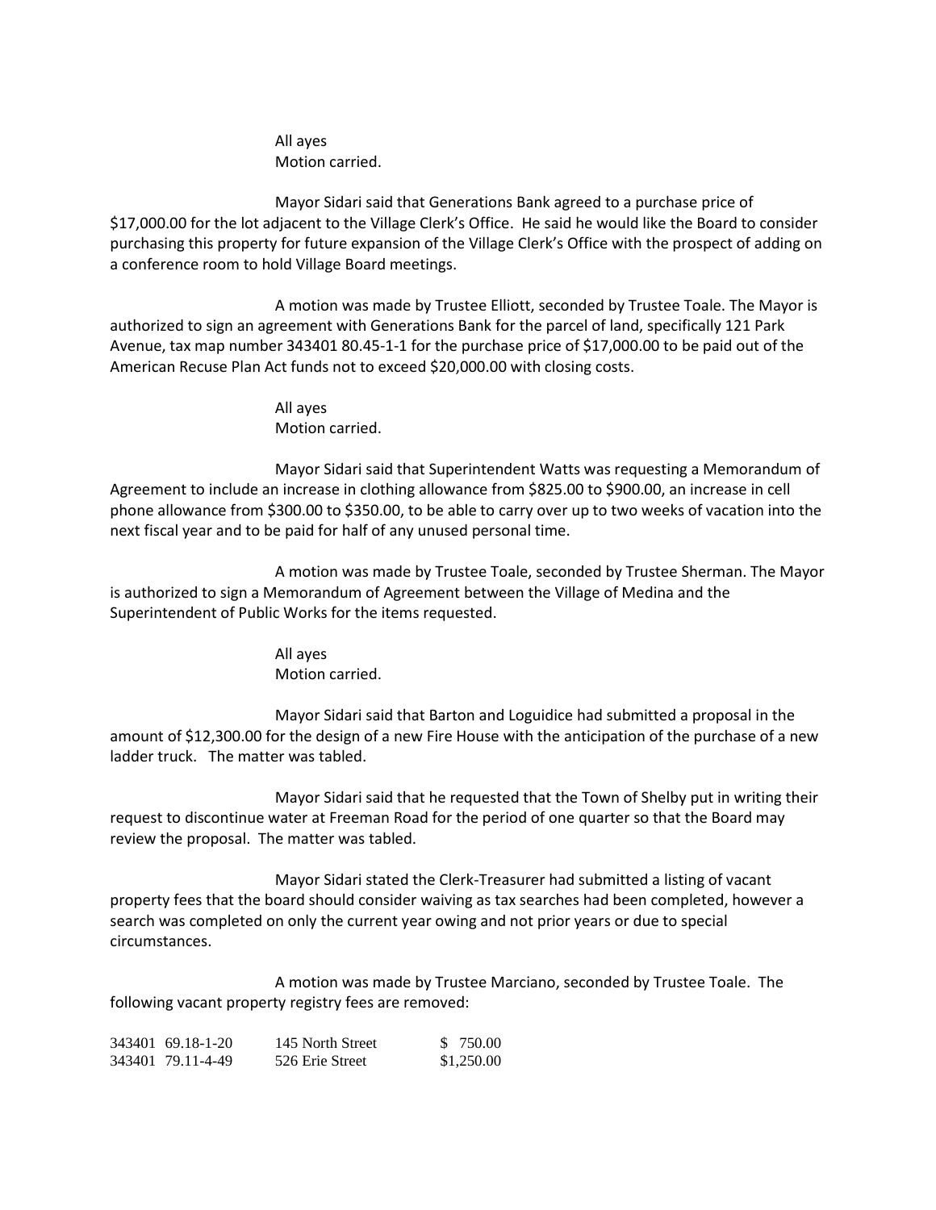All ayes
Motion carried.

Mayor Sidari said that Generations Bank agreed to a purchase price of $17,000.00 for the lot adjacent to the Village Clerk's Office. He said he would like the Board to consider purchasing this property for future expansion of the Village Clerk's Office with the prospect of adding on a conference room to hold Village Board meetings.

A motion was made by Trustee Elliott, seconded by Trustee Toale. The Mayor is authorized to sign an agreement with Generations Bank for the parcel of land, specifically 121 Park Avenue, tax map number 343401 80.45-1-1 for the purchase price of $17,000.00 to be paid out of the American Recuse Plan Act funds not to exceed $20,000.00 with closing costs.

All ayes
Motion carried.

Mayor Sidari said that Superintendent Watts was requesting a Memorandum of Agreement to include an increase in clothing allowance from $825.00 to $900.00, an increase in cell phone allowance from $300.00 to $350.00, to be able to carry over up to two weeks of vacation into the next fiscal year and to be paid for half of any unused personal time.

A motion was made by Trustee Toale, seconded by Trustee Sherman. The Mayor is authorized to sign a Memorandum of Agreement between the Village of Medina and the Superintendent of Public Works for the items requested.

All ayes
Motion carried.

Mayor Sidari said that Barton and Loguidice had submitted a proposal in the amount of $12,300.00 for the design of a new Fire House with the anticipation of the purchase of a new ladder truck. The matter was tabled.

Mayor Sidari said that he requested that the Town of Shelby put in writing their request to discontinue water at Freeman Road for the period of one quarter so that the Board may review the proposal. The matter was tabled.

Mayor Sidari stated the Clerk-Treasurer had submitted a listing of vacant property fees that the board should consider waiving as tax searches had been completed, however a search was completed on only the current year owing and not prior years or due to special circumstances.

A motion was made by Trustee Marciano, seconded by Trustee Toale. The following vacant property registry fees are removed:

| | | |
|---|---|---|
| 343401 69.18-1-20 | 145 North Street | $ 750.00 |
| 343401 79.11-4-49 | 526 Erie Street | $1,250.00 |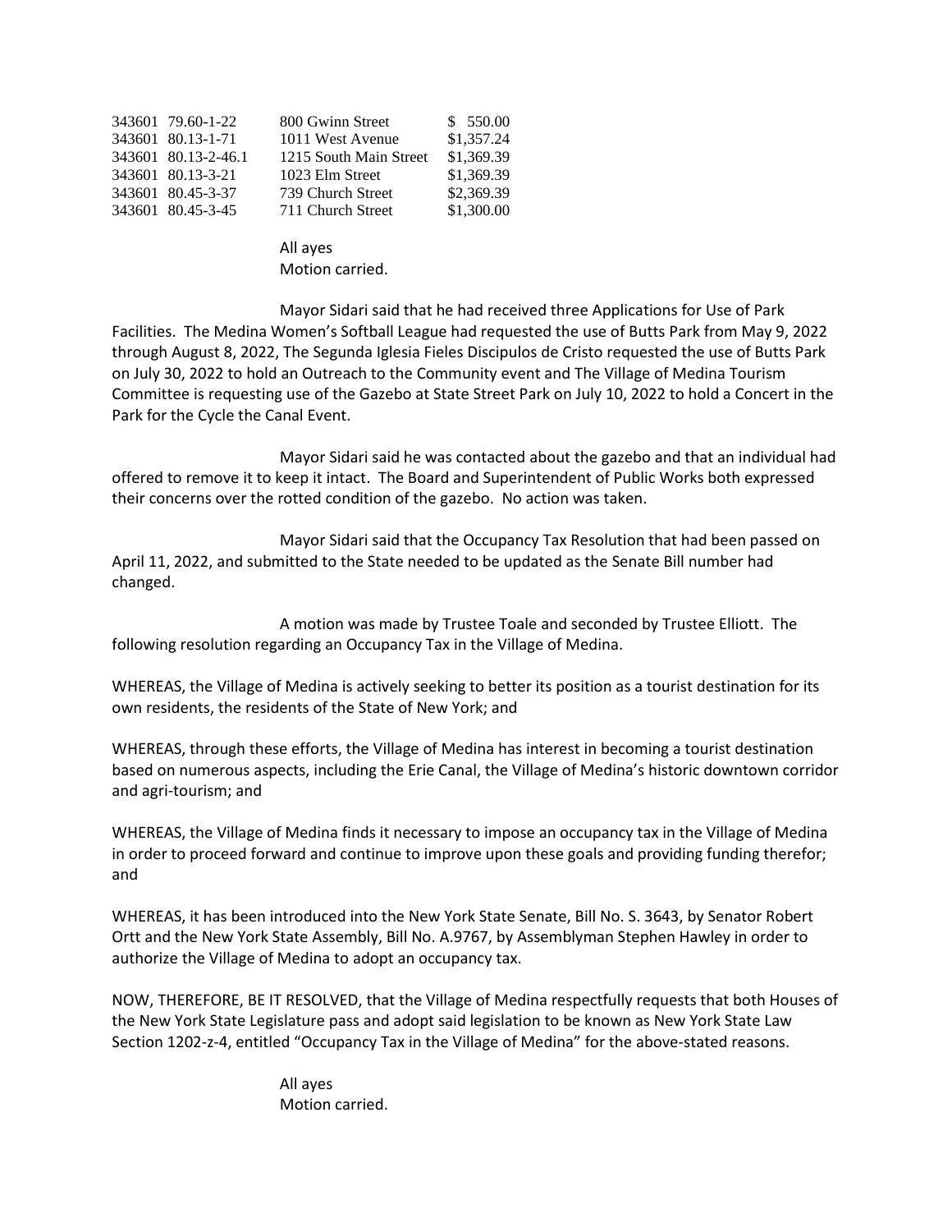| | | | |
|---|---|---|---|
| 343601 | 79.60-1-22 | 800 Gwinn Street | $ 550.00 |
| 343601 | 80.13-1-71 | 1011 West Avenue | $1,357.24 |
| 343601 | 80.13-2-46.1 | 1215 South Main Street | $1,369.39 |
| 343601 | 80.13-3-21 | 1023 Elm Street | $1,369.39 |
| 343601 | 80.45-3-37 | 739 Church Street | $2,369.39 |
| 343601 | 80.45-3-45 | 711 Church Street | $1,300.00 |

All ayes
Motion carried.

Mayor Sidari said that he had received three Applications for Use of Park Facilities. The Medina Women's Softball League had requested the use of Butts Park from May 9, 2022 through August 8, 2022, The Segunda Iglesia Fieles Discipulos de Cristo requested the use of Butts Park on July 30, 2022 to hold an Outreach to the Community event and The Village of Medina Tourism Committee is requesting use of the Gazebo at State Street Park on July 10, 2022 to hold a Concert in the Park for the Cycle the Canal Event.

Mayor Sidari said he was contacted about the gazebo and that an individual had offered to remove it to keep it intact. The Board and Superintendent of Public Works both expressed their concerns over the rotted condition of the gazebo. No action was taken.

Mayor Sidari said that the Occupancy Tax Resolution that had been passed on April 11, 2022, and submitted to the State needed to be updated as the Senate Bill number had changed.

A motion was made by Trustee Toale and seconded by Trustee Elliott. The following resolution regarding an Occupancy Tax in the Village of Medina.

WHEREAS, the Village of Medina is actively seeking to better its position as a tourist destination for its own residents, the residents of the State of New York; and

WHEREAS, through these efforts, the Village of Medina has interest in becoming a tourist destination based on numerous aspects, including the Erie Canal, the Village of Medina's historic downtown corridor and agri-tourism; and

WHEREAS, the Village of Medina finds it necessary to impose an occupancy tax in the Village of Medina in order to proceed forward and continue to improve upon these goals and providing funding therefor; and

WHEREAS, it has been introduced into the New York State Senate, Bill No. S. 3643, by Senator Robert Ortt and the New York State Assembly, Bill No. A.9767, by Assemblyman Stephen Hawley in order to authorize the Village of Medina to adopt an occupancy tax.

NOW, THEREFORE, BE IT RESOLVED, that the Village of Medina respectfully requests that both Houses of the New York State Legislature pass and adopt said legislation to be known as New York State Law Section 1202-z-4, entitled "Occupancy Tax in the Village of Medina" for the above-stated reasons.

All ayes
Motion carried.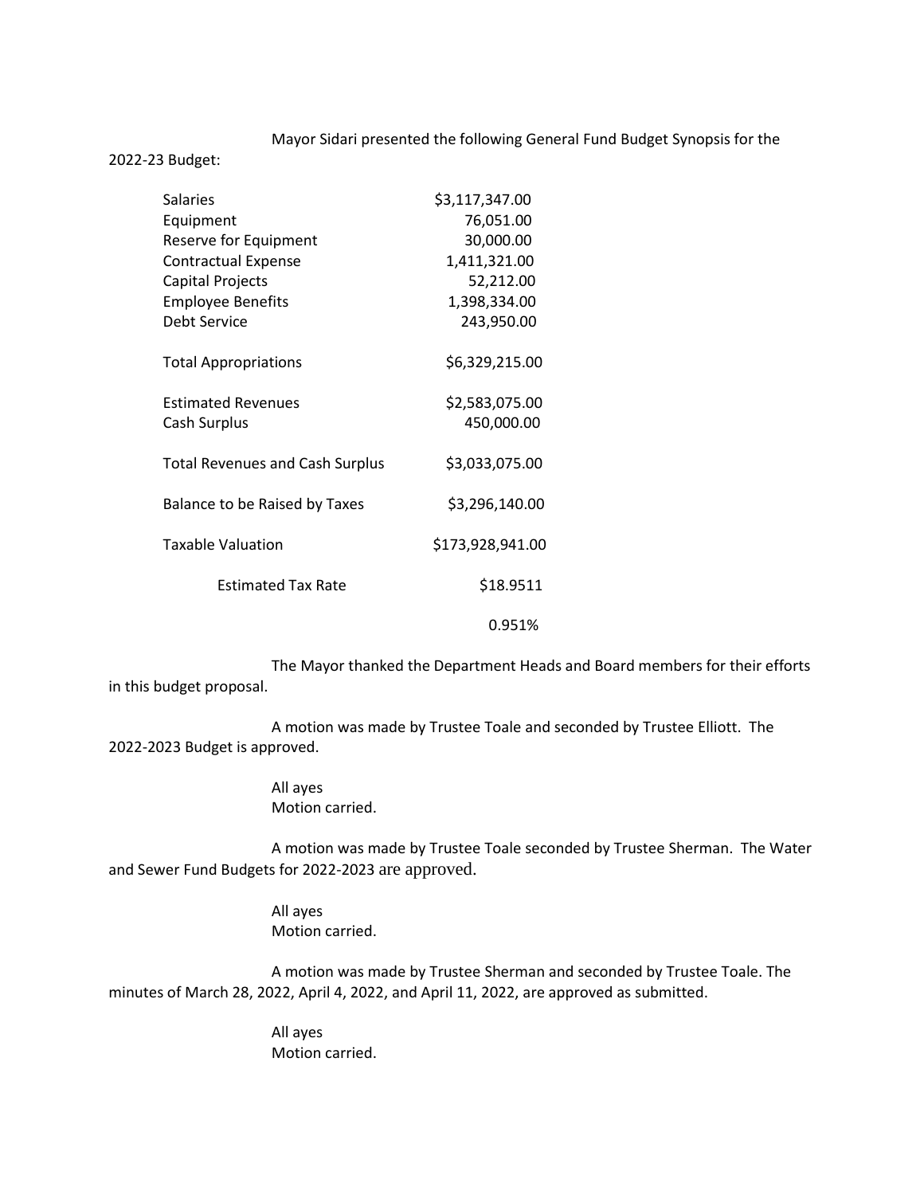Mayor Sidari presented the following General Fund Budget Synopsis for the 2022-23 Budget:

| | |
|---|---|
| Salaries | $3,117,347.00 |
| Equipment | 76,051.00 |
| Reserve for Equipment | 30,000.00 |
| Contractual Expense | 1,411,321.00 |
| Capital Projects | 52,212.00 |
| Employee Benefits | 1,398,334.00 |
| Debt Service | 243,950.00 |
| Total Appropriations | $6,329,215.00 |
| Estimated Revenues | $2,583,075.00 |
| Cash Surplus | 450,000.00 |
| Total Revenues and Cash Surplus | $3,033,075.00 |
| Balance to be Raised by Taxes | $3,296,140.00 |
| Taxable Valuation | $173,928,941.00 |
| Estimated Tax Rate | $18.9511 |
| | 0.951% |

The Mayor thanked the Department Heads and Board members for their efforts in this budget proposal.

A motion was made by Trustee Toale and seconded by Trustee Elliott. The 2022-2023 Budget is approved.

All ayes
Motion carried.

A motion was made by Trustee Toale seconded by Trustee Sherman. The Water and Sewer Fund Budgets for 2022-2023 are approved.

All ayes
Motion carried.

A motion was made by Trustee Sherman and seconded by Trustee Toale. The minutes of March 28, 2022, April 4, 2022, and April 11, 2022, are approved as submitted.

All ayes
Motion carried.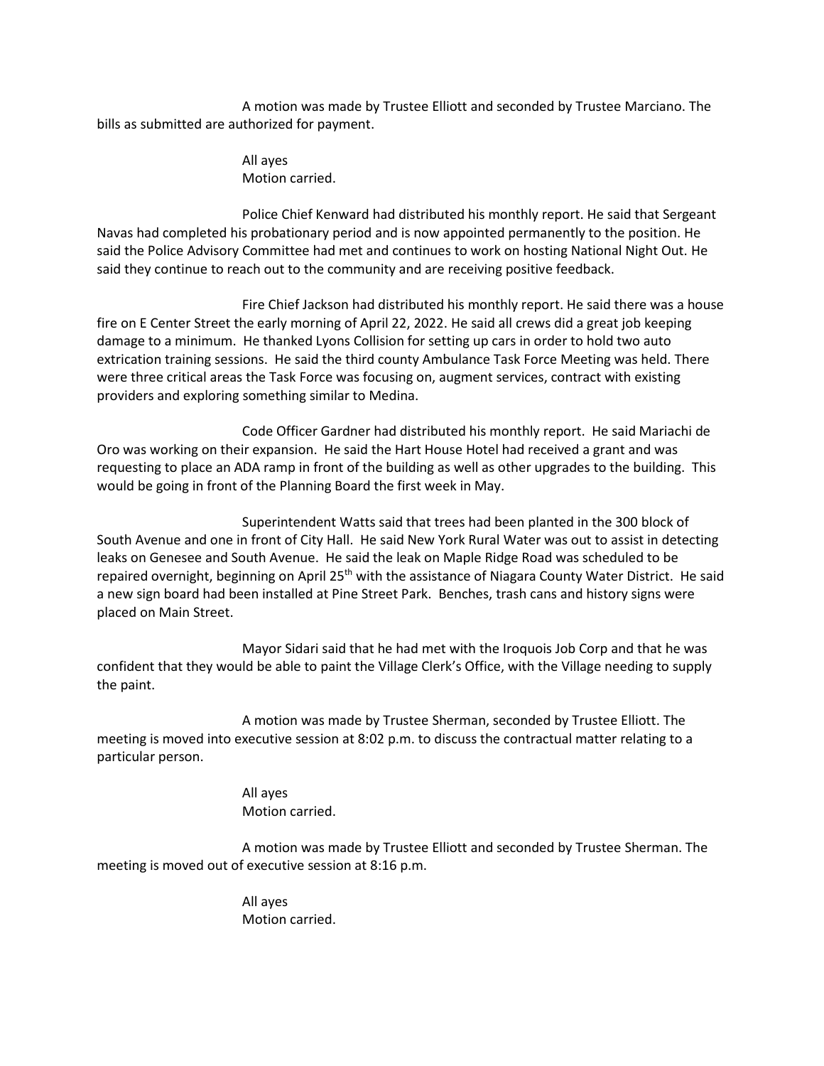A motion was made by Trustee Elliott and seconded by Trustee Marciano. The bills as submitted are authorized for payment.

All ayes
Motion carried.

Police Chief Kenward had distributed his monthly report. He said that Sergeant Navas had completed his probationary period and is now appointed permanently to the position. He said the Police Advisory Committee had met and continues to work on hosting National Night Out. He said they continue to reach out to the community and are receiving positive feedback.

Fire Chief Jackson had distributed his monthly report. He said there was a house fire on E Center Street the early morning of April 22, 2022. He said all crews did a great job keeping damage to a minimum. He thanked Lyons Collision for setting up cars in order to hold two auto extrication training sessions. He said the third county Ambulance Task Force Meeting was held. There were three critical areas the Task Force was focusing on, augment services, contract with existing providers and exploring something similar to Medina.

Code Officer Gardner had distributed his monthly report. He said Mariachi de Oro was working on their expansion. He said the Hart House Hotel had received a grant and was requesting to place an ADA ramp in front of the building as well as other upgrades to the building. This would be going in front of the Planning Board the first week in May.

Superintendent Watts said that trees had been planted in the 300 block of South Avenue and one in front of City Hall. He said New York Rural Water was out to assist in detecting leaks on Genesee and South Avenue. He said the leak on Maple Ridge Road was scheduled to be repaired overnight, beginning on April 25th with the assistance of Niagara County Water District. He said a new sign board had been installed at Pine Street Park. Benches, trash cans and history signs were placed on Main Street.

Mayor Sidari said that he had met with the Iroquois Job Corp and that he was confident that they would be able to paint the Village Clerk's Office, with the Village needing to supply the paint.

A motion was made by Trustee Sherman, seconded by Trustee Elliott. The meeting is moved into executive session at 8:02 p.m. to discuss the contractual matter relating to a particular person.

All ayes
Motion carried.

A motion was made by Trustee Elliott and seconded by Trustee Sherman. The meeting is moved out of executive session at 8:16 p.m.

All ayes
Motion carried.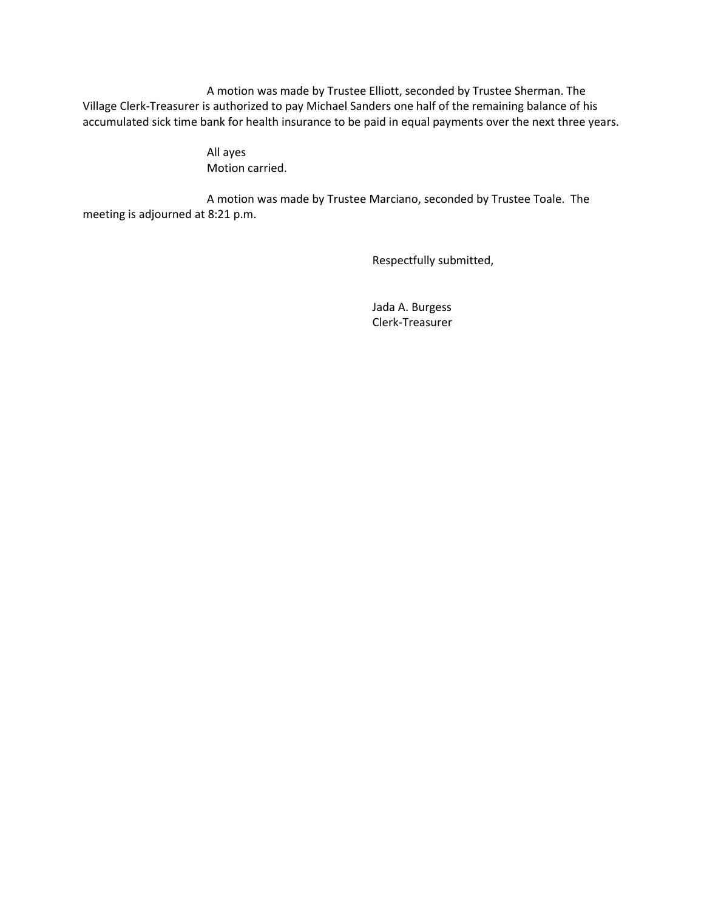A motion was made by Trustee Elliott, seconded by Trustee Sherman. The Village Clerk-Treasurer is authorized to pay Michael Sanders one half of the remaining balance of his accumulated sick time bank for health insurance to be paid in equal payments over the next three years.

All ayes
Motion carried.

A motion was made by Trustee Marciano, seconded by Trustee Toale. The meeting is adjourned at 8:21 p.m.

Respectfully submitted,

Jada A. Burgess
Clerk-Treasurer